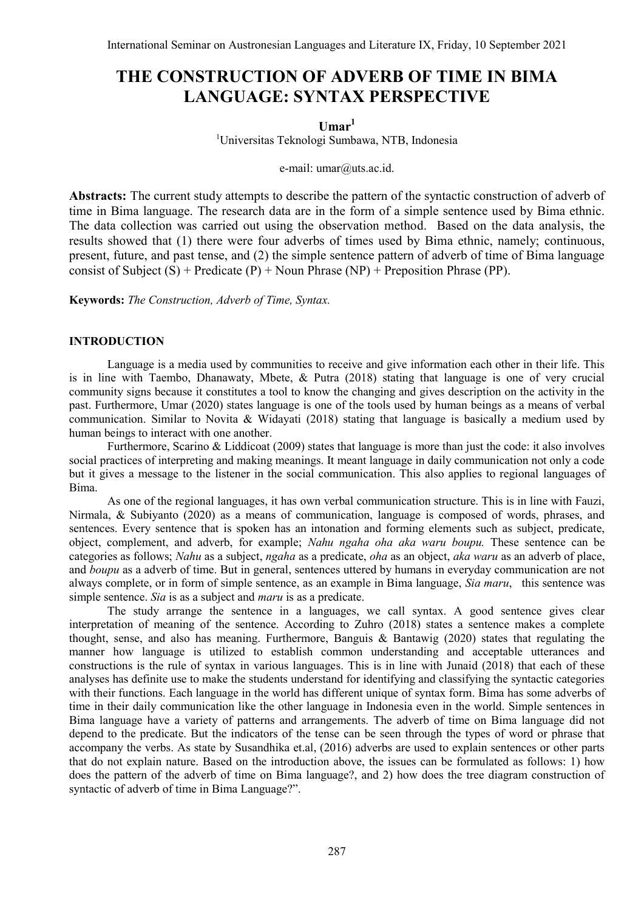# THE CONSTRUCTION OF ADVERB OF TIME IN BIMA LANGUAGE: SYNTAX PERSPECTIVE

**Umar**[1]

[1]Universitas Teknologi Sumbawa, NTB, Indonesia

e-mail: umar@uts.ac.id.

**Abstracts:** The current study attempts to describe the pattern of the syntactic construction of adverb of time in Bima language. The research data are in the form of a simple sentence used by Bima ethnic. The data collection was carried out using the observation method. Based on the data analysis, the results showed that (1) there were four adverbs of times used by Bima ethnic, namely; continuous, present, future, and past tense, and (2) the simple sentence pattern of adverb of time of Bima language consist of Subject (S) + Predicate (P) + Noun Phrase (NP) + Preposition Phrase (PP).

**Keywords:** *The Construction, Adverb of Time, Syntax.*

## INTRODUCTION

Language is a media used by communities to receive and give information each other in their life. This is in line with Taembo, Dhanawaty, Mbete, & Putra (2018) stating that language is one of very crucial community signs because it constitutes a tool to know the changing and gives description on the activity in the past. Furthermore, Umar (2020) states language is one of the tools used by human beings as a means of verbal communication. Similar to Novita & Widayati (2018) stating that language is basically a medium used by human beings to interact with one another.

Furthermore, Scarino & Liddicoat (2009) states that language is more than just the code: it also involves social practices of interpreting and making meanings. It meant language in daily communication not only a code but it gives a message to the listener in the social communication. This also applies to regional languages of Bima.

As one of the regional languages, it has own verbal communication structure. This is in line with Fauzi, Nirmala, & Subiyanto (2020) as a means of communication, language is composed of words, phrases, and sentences. Every sentence that is spoken has an intonation and forming elements such as subject, predicate, object, complement, and adverb, for example; *Nahu ngaha oha aka waru boupu.* These sentence can be categories as follows; *Nahu* as a subject, *ngaha* as a predicate, *oha* as an object, *aka waru* as an adverb of place, and *boupu* as a adverb of time. But in general, sentences uttered by humans in everyday communication are not always complete, or in form of simple sentence, as an example in Bima language, *Sia maru*, this sentence was simple sentence. *Sia* is as a subject and *maru* is as a predicate.

The study arrange the sentence in a languages, we call syntax. A good sentence gives clear interpretation of meaning of the sentence. According to Zuhro (2018) states a sentence makes a complete thought, sense, and also has meaning. Furthermore, Banguis & Bantawig (2020) states that regulating the manner how language is utilized to establish common understanding and acceptable utterances and constructions is the rule of syntax in various languages. This is in line with Junaid (2018) that each of these analyses has definite use to make the students understand for identifying and classifying the syntactic categories with their functions. Each language in the world has different unique of syntax form. Bima has some adverbs of time in their daily communication like the other language in Indonesia even in the world. Simple sentences in Bima language have a variety of patterns and arrangements. The adverb of time on Bima language did not depend to the predicate. But the indicators of the tense can be seen through the types of word or phrase that accompany the verbs. As state by Susandhika et.al, (2016) adverbs are used to explain sentences or other parts that do not explain nature. Based on the introduction above, the issues can be formulated as follows: 1) how does the pattern of the adverb of time on Bima language?, and 2) how does the tree diagram construction of syntactic of adverb of time in Bima Language?".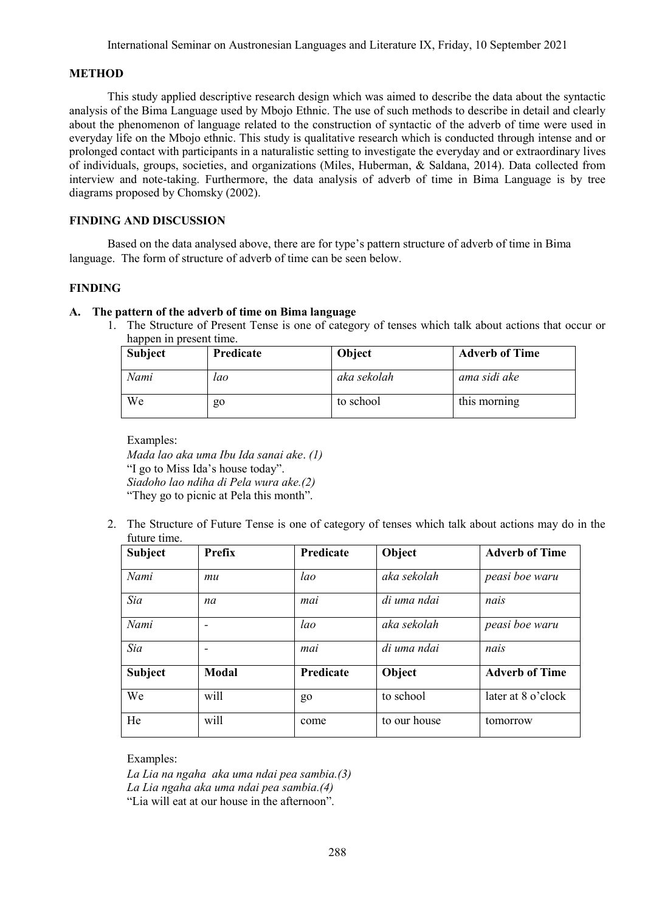## METHOD

This study applied descriptive research design which was aimed to describe the data about the syntactic analysis of the Bima Language used by Mbojo Ethnic. The use of such methods to describe in detail and clearly about the phenomenon of language related to the construction of syntactic of the adverb of time were used in everyday life on the Mbojo ethnic. This study is qualitative research which is conducted through intense and or prolonged contact with participants in a naturalistic setting to investigate the everyday and or extraordinary lives of individuals, groups, societies, and organizations (Miles, Huberman, & Saldana, 2014). Data collected from interview and note-taking. Furthermore, the data analysis of adverb of time in Bima Language is by tree diagrams proposed by Chomsky (2002).

## FINDING AND DISCUSSION

Based on the data analysed above, there are for type's pattern structure of adverb of time in Bima language. The form of structure of adverb of time can be seen below.

## FINDING

### A. The pattern of the adverb of time on Bima language

1. The Structure of Present Tense is one of category of tenses which talk about actions that occur or happen in present time.

| **Subject** | **Predicate** | **Object** | **Adverb of Time** |
|---|---|---|---|
| *Nami* | *lao* | *aka sekolah* | *ama sidi ake* |
| We | go | to school | this morning |

Examples:
*Mada lao aka uma Ibu Ida sanai ake. (1)*
"I go to Miss Ida's house today".
*Siadoho lao ndiha di Pela wura ake.(2)*
"They go to picnic at Pela this month".

2. The Structure of Future Tense is one of category of tenses which talk about actions may do in the future time.

| **Subject** | **Prefix** | **Predicate** | **Object** | **Adverb of Time** |
|---|---|---|---|---|
| *Nami* | *mu* | *lao* | *aka sekolah* | *peasi boe waru* |
| *Sia* | *na* | *mai* | *di uma ndai* | *nais* |
| *Nami* | - | *lao* | *aka sekolah* | *peasi boe waru* |
| *Sia* | - | *mai* | *di uma ndai* | *nais* |
| **Subject** | **Modal** | **Predicate** | **Object** | **Adverb of Time** |
| We | will | go | to school | later at 8 o'clock |
| He | will | come | to our house | tomorrow |

Examples:
*La Lia na ngaha aka uma ndai pea sambia.(3)*
*La Lia ngaha aka uma ndai pea sambia.(4)*
"Lia will eat at our house in the afternoon".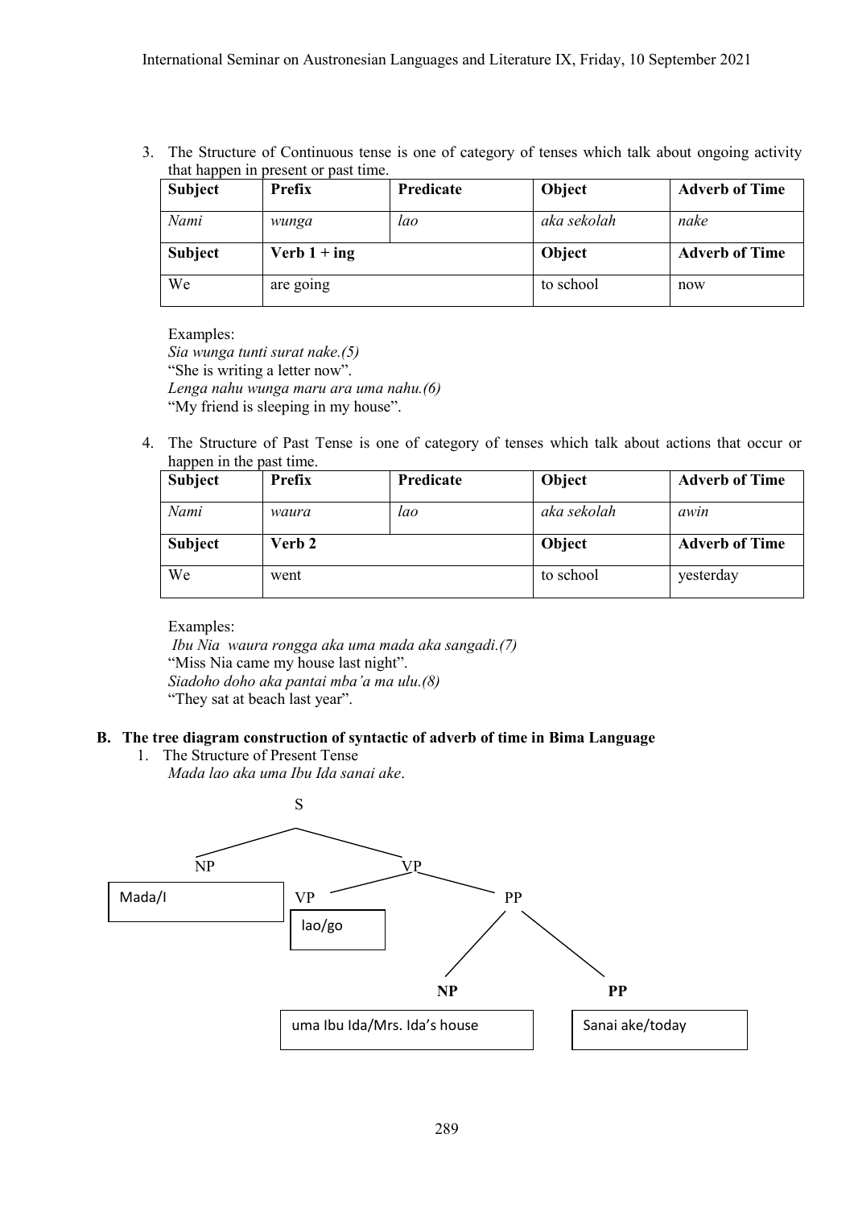3. The Structure of Continuous tense is one of category of tenses which talk about ongoing activity that happen in present or past time.

| Subject | Prefix | Predicate | Object | Adverb of Time |
|---|---|---|---|---|
| *Nami* | *wunga* | *lao* | *aka sekolah* | *nake* |
| **Subject** | **Verb 1 + ing** | | **Object** | **Adverb of Time** |
| We | are going | | to school | now |

Examples:
*Sia wunga tunti surat nake.(5)*
"She is writing a letter now".
*Lenga nahu wunga maru ara uma nahu.(6)*
"My friend is sleeping in my house".

4. The Structure of Past Tense is one of category of tenses which talk about actions that occur or happen in the past time.

| Subject | Prefix | Predicate | Object | Adverb of Time |
|---|---|---|---|---|
| *Nami* | *waura* | *lao* | *aka sekolah* | *awin* |
| **Subject** | **Verb 2** | | **Object** | **Adverb of Time** |
| We | went | | to school | yesterday |

Examples:
*Ibu Nia waura rongga aka uma mada aka sangadi.(7)*
"Miss Nia came my house last night".
*Siadoho doho aka pantai mba'a ma ulu.(8)*
"They sat at beach last year".

## B. The tree diagram construction of syntactic of adverb of time in Bima Language

1. The Structure of Present Tense
*Mada lao aka uma Ibu Ida sanai ake*.

```
S
├── NP
│   └── Mada/I
└── VP
    ├── VP
    │   └── lao/go
    └── PP
        ├── NP
        │   └── uma Ibu Ida/Mrs. Ida's house
        └── PP
            └── Sanai ake/today
```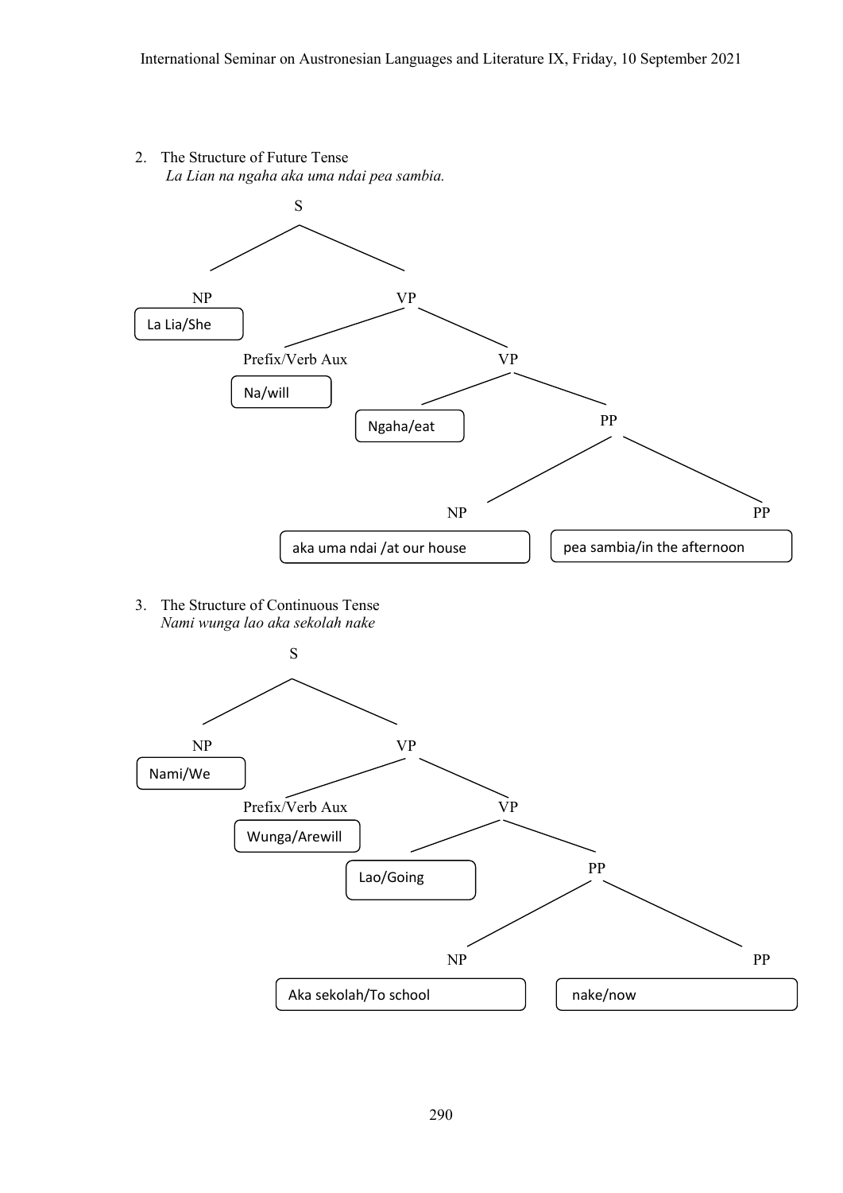2. The Structure of Future Tense
   *La Lian na ngaha aka uma ndai pea sambia.*

```
S
├── NP
│   └── La Lia/She
└── VP
    ├── Prefix/Verb Aux
    │   └── Na/will
    └── VP
        ├── Ngaha/eat
        └── PP
            ├── NP
            │   └── aka uma ndai /at our house
            └── PP
                └── pea sambia/in the afternoon
```

3. The Structure of Continuous Tense
   *Nami wunga lao aka sekolah nake*

```
S
├── NP
│   └── Nami/We
└── VP
    ├── Prefix/Verb Aux
    │   └── Wunga/Arewill
    └── VP
        ├── Lao/Going
        └── PP
            ├── NP
            │   └── Aka sekolah/To school
            └── PP
                └── nake/now
```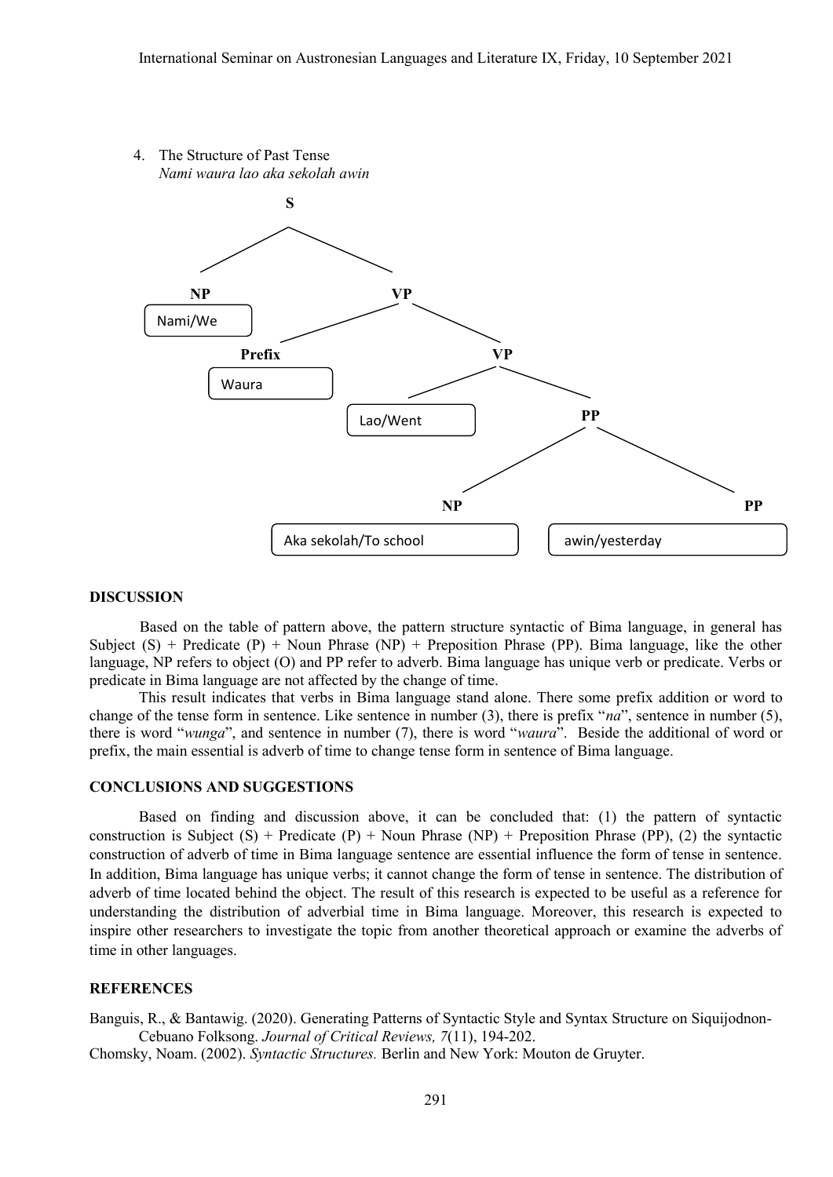4. The Structure of Past Tense
   *Nami waura lao aka sekolah awin*

```
S
├── NP
│   └── Nami/We
└── VP
    ├── Prefix
    │   └── Waura
    └── VP
        ├── Lao/Went
        └── PP
            ├── NP
            │   └── Aka sekolah/To school
            └── PP
                └── awin/yesterday
```

## DISCUSSION

Based on the table of pattern above, the pattern structure syntactic of Bima language, in general has Subject (S) + Predicate (P) + Noun Phrase (NP) + Preposition Phrase (PP). Bima language, like the other language, NP refers to object (O) and PP refer to adverb. Bima language has unique verb or predicate. Verbs or predicate in Bima language are not affected by the change of time.

This result indicates that verbs in Bima language stand alone. There some prefix addition or word to change of the tense form in sentence. Like sentence in number (3), there is prefix "*na*", sentence in number (5), there is word "*wunga*", and sentence in number (7), there is word "*waura*". Beside the additional of word or prefix, the main essential is adverb of time to change tense form in sentence of Bima language.

## CONCLUSIONS AND SUGGESTIONS

Based on finding and discussion above, it can be concluded that: (1) the pattern of syntactic construction is Subject (S) + Predicate (P) + Noun Phrase (NP) + Preposition Phrase (PP), (2) the syntactic construction of adverb of time in Bima language sentence are essential influence the form of tense in sentence. In addition, Bima language has unique verbs; it cannot change the form of tense in sentence. The distribution of adverb of time located behind the object. The result of this research is expected to be useful as a reference for understanding the distribution of adverbial time in Bima language. Moreover, this research is expected to inspire other researchers to investigate the topic from another theoretical approach or examine the adverbs of time in other languages.

## REFERENCES

Banguis, R., & Bantawig. (2020). Generating Patterns of Syntactic Style and Syntax Structure on Siquijodnon-Cebuano Folksong. *Journal of Critical Reviews, 7*(11), 194-202.

Chomsky, Noam. (2002). *Syntactic Structures.* Berlin and New York: Mouton de Gruyter.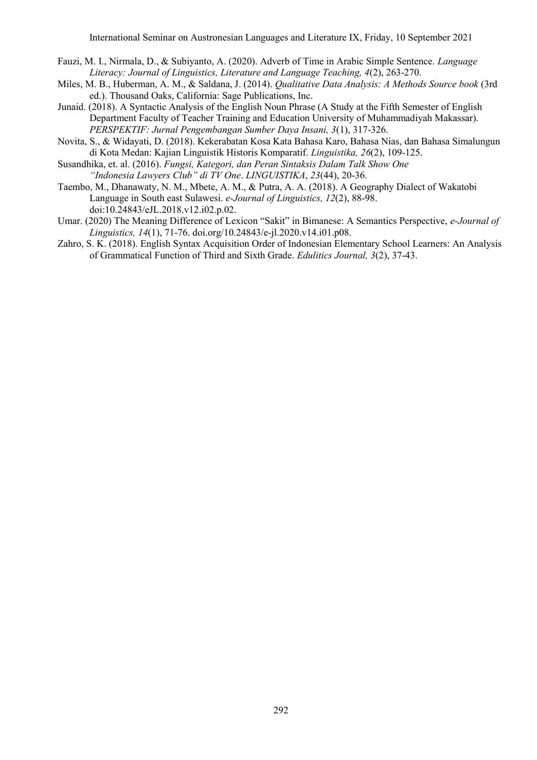Fauzi, M. I., Nirmala, D., & Subiyanto, A. (2020). Adverb of Time in Arabic Simple Sentence. *Language Literacy: Journal of Linguistics, Literature and Language Teaching, 4*(2), 263-270.

Miles, M. B., Huberman, A. M., & Saldana, J. (2014). *Qualitative Data Analysis: A Methods Source book* (3rd ed.). Thousand Oaks, California: Sage Publications, Inc.

Junaid. (2018). A Syntactic Analysis of the English Noun Phrase (A Study at the Fifth Semester of English Department Faculty of Teacher Training and Education University of Muhammadiyah Makassar). *PERSPEKTIF: Jurnal Pengembangan Sumber Daya Insani, 3*(1), 317-326.

Novita, S., & Widayati, D. (2018). Kekerabatan Kosa Kata Bahasa Karo, Bahasa Nias, dan Bahasa Simalungun di Kota Medan: Kajian Linguistik Historis Komparatif. *Linguistika, 26*(2), 109-125.

Susandhika, et. al. (2016). *Fungsi, Kategori, dan Peran Sintaksis Dalam Talk Show One "Indonesia Lawyers Club" di TV One*. *LINGUISTIKA*, *23*(44), 20-36.

Taembo, M., Dhanawaty, N. M., Mbete, A. M., & Putra, A. A. (2018). A Geography Dialect of Wakatobi Language in South east Sulawesi. *e-Journal of Linguistics, 12*(2), 88-98. doi:10.24843/eJL.2018.v12.i02.p.02.

Umar. (2020) The Meaning Difference of Lexicon "Sakit" in Bimanese: A Semantics Perspective, *e-Journal of Linguistics, 14*(1), 71-76. doi.org/10.24843/e-jl.2020.v14.i01.p08.

Zahro, S. K. (2018). English Syntax Acquisition Order of Indonesian Elementary School Learners: An Analysis of Grammatical Function of Third and Sixth Grade. *Edulitics Journal, 3*(2), 37-43.